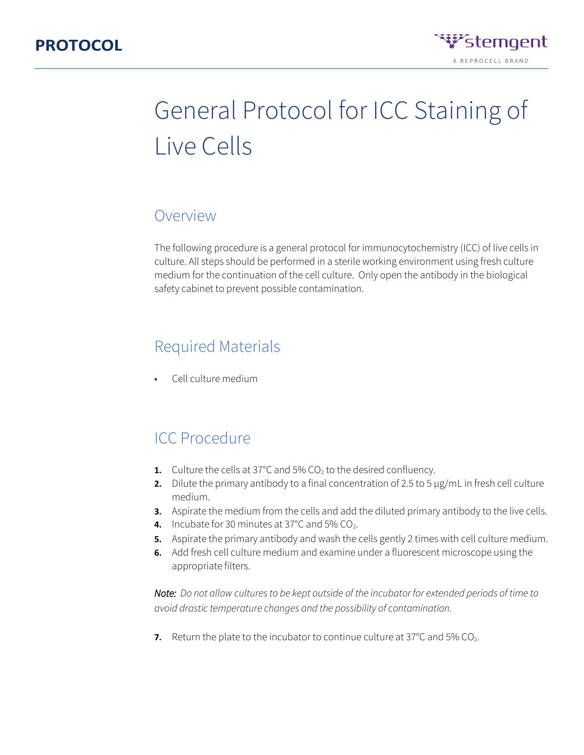PROTOCOL

# General Protocol for ICC Staining of Live Cells

## Overview

The following procedure is a general protocol for immunocytochemistry (ICC) of live cells in culture. All steps should be performed in a sterile working environment using fresh culture medium for the continuation of the cell culture. Only open the antibody in the biological safety cabinet to prevent possible contamination.

## Required Materials

- Cell culture medium

## ICC Procedure

1. Culture the cells at 37°C and 5% $CO_2$ to the desired confluency.
2. Dilute the primary antibody to a final concentration of 2.5 to 5 µg/mL in fresh cell culture medium.
3. Aspirate the medium from the cells and add the diluted primary antibody to the live cells.
4. Incubate for 30 minutes at 37°C and 5% $CO_2$.
5. Aspirate the primary antibody and wash the cells gently 2 times with cell culture medium.
6. Add fresh cell culture medium and examine under a fluorescent microscope using the appropriate filters.

*Note: Do not allow cultures to be kept outside of the incubator for extended periods of time to avoid drastic temperature changes and the possibility of contamination.*

7. Return the plate to the incubator to continue culture at 37°C and 5% $CO_2$.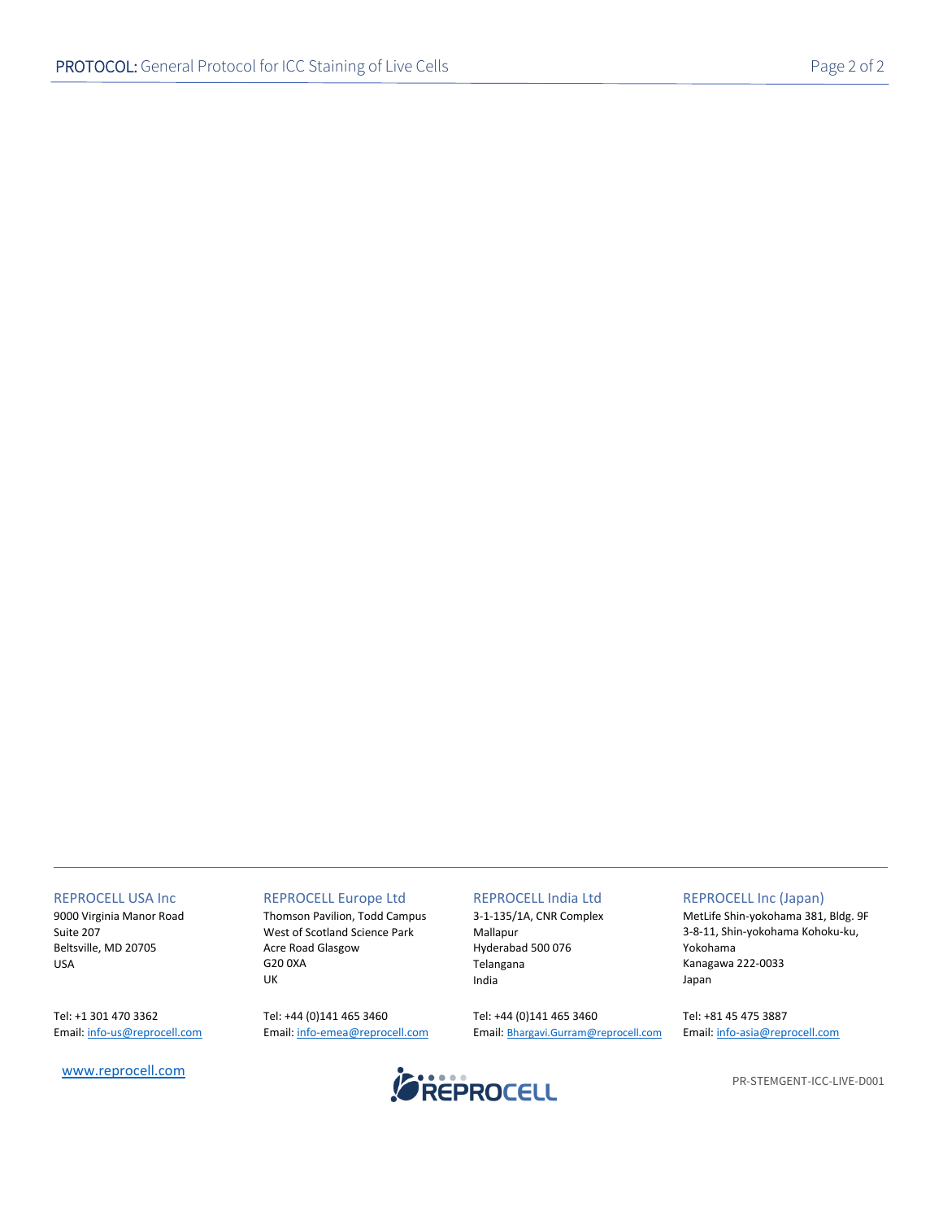**REPROCELL USA Inc**
9000 Virginia Manor Road
Suite 207
Beltsville, MD 20705
USA

Tel: +1 301 470 3362
Email: info-us@reprocell.com

**REPROCELL Europe Ltd**
Thomson Pavilion, Todd Campus
West of Scotland Science Park
Acre Road Glasgow
G20 0XA
UK

Tel: +44 (0)141 465 3460
Email: info-emea@reprocell.com

**REPROCELL India Ltd**
3-1-135/1A, CNR Complex
Mallapur
Hyderabad 500 076
Telangana
India

Tel: +44 (0)141 465 3460
Email: Bhargavi.Gurram@reprocell.com

**REPROCELL Inc (Japan)**
MetLife Shin-yokohama 381, Bldg. 9F
3-8-11, Shin-yokohama Kohoku-ku,
Yokohama
Kanagawa 222-0033
Japan

Tel: +81 45 475 3887
Email: info-asia@reprocell.com

www.reprocell.com

REPROCELL

PR-STEMGENT-ICC-LIVE-D001